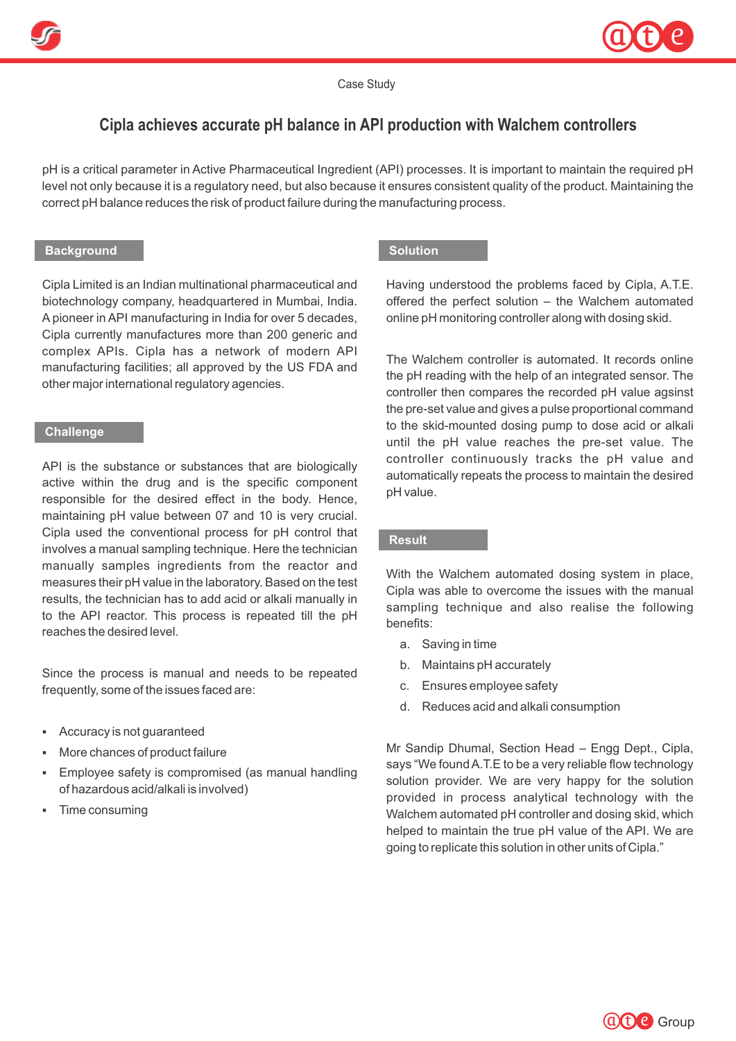Case Study

# Cipla achieves accurate pH balance in API production with Walchem controllers

pH is a critical parameter in Active Pharmaceutical Ingredient (API) processes. It is important to maintain the required pH level not only because it is a regulatory need, but also because it ensures consistent quality of the product. Maintaining the correct pH balance reduces the risk of product failure during the manufacturing process.

## Background

Cipla Limited is an Indian multinational pharmaceutical and biotechnology company, headquartered in Mumbai, India. A pioneer in API manufacturing in India for over 5 decades, Cipla currently manufactures more than 200 generic and complex APIs. Cipla has a network of modern API manufacturing facilities; all approved by the US FDA and other major international regulatory agencies.

## Challenge

API is the substance or substances that are biologically active within the drug and is the specific component responsible for the desired effect in the body. Hence, maintaining pH value between 07 and 10 is very crucial. Cipla used the conventional process for pH control that involves a manual sampling technique. Here the technician manually samples ingredients from the reactor and measures their pH value in the laboratory. Based on the test results, the technician has to add acid or alkali manually in to the API reactor. This process is repeated till the pH reaches the desired level.

Since the process is manual and needs to be repeated frequently, some of the issues faced are:

- Accuracy is not guaranteed
- More chances of product failure
- Employee safety is compromised (as manual handling of hazardous acid/alkali is involved)
- Time consuming

## Solution

Having understood the problems faced by Cipla, A.T.E. offered the perfect solution – the Walchem automated online pH monitoring controller along with dosing skid.

The Walchem controller is automated. It records online the pH reading with the help of an integrated sensor. The controller then compares the recorded pH value agsinst the pre-set value and gives a pulse proportional command to the skid-mounted dosing pump to dose acid or alkali until the pH value reaches the pre-set value. The controller continuously tracks the pH value and automatically repeats the process to maintain the desired pH value.

## Result

With the Walchem automated dosing system in place, Cipla was able to overcome the issues with the manual sampling technique and also realise the following benefits:

a. Saving in time
b. Maintains pH accurately
c. Ensures employee safety
d. Reduces acid and alkali consumption

Mr Sandip Dhumal, Section Head – Engg Dept., Cipla, says "We found A.T.E to be a very reliable flow technology solution provider. We are very happy for the solution provided in process analytical technology with the Walchem automated pH controller and dosing skid, which helped to maintain the true pH value of the API. We are going to replicate this solution in other units of Cipla."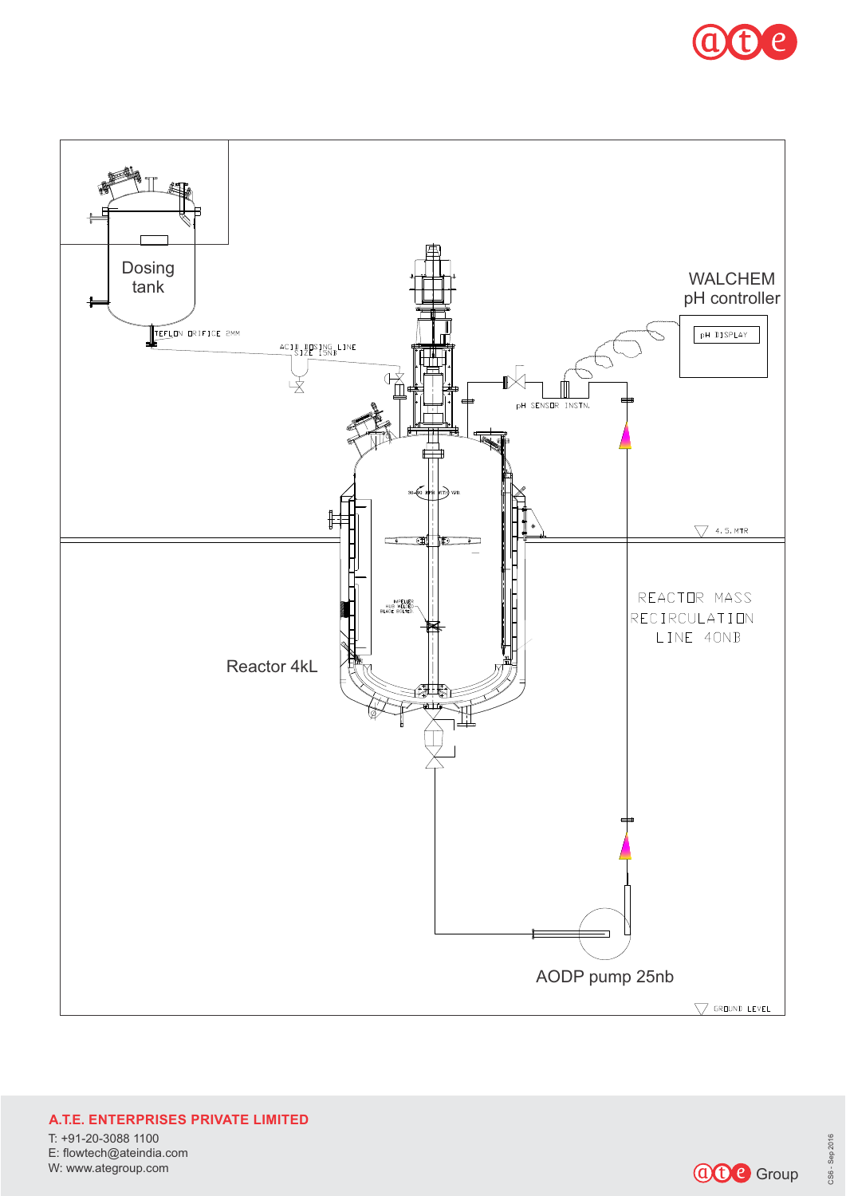Dosing tank

TEFLON ORIFICE 2MM

ACID DOSING LINE SIZE 15NB

WALCHEM pH controller

pH DISPLAY

pH SENSOR INSTN.

4.5 MTR

REACTOR MASS RECIRCULATION LINE 40NB

Reactor 4kL

AODP pump 25nb

GROUND LEVEL

**A.T.E. ENTERPRISES PRIVATE LIMITED**

T: +91-20-3088 1100
E: flowtech@ateindia.com
W: www.ategroup.com

ate Group

CS6 - Sep 2016